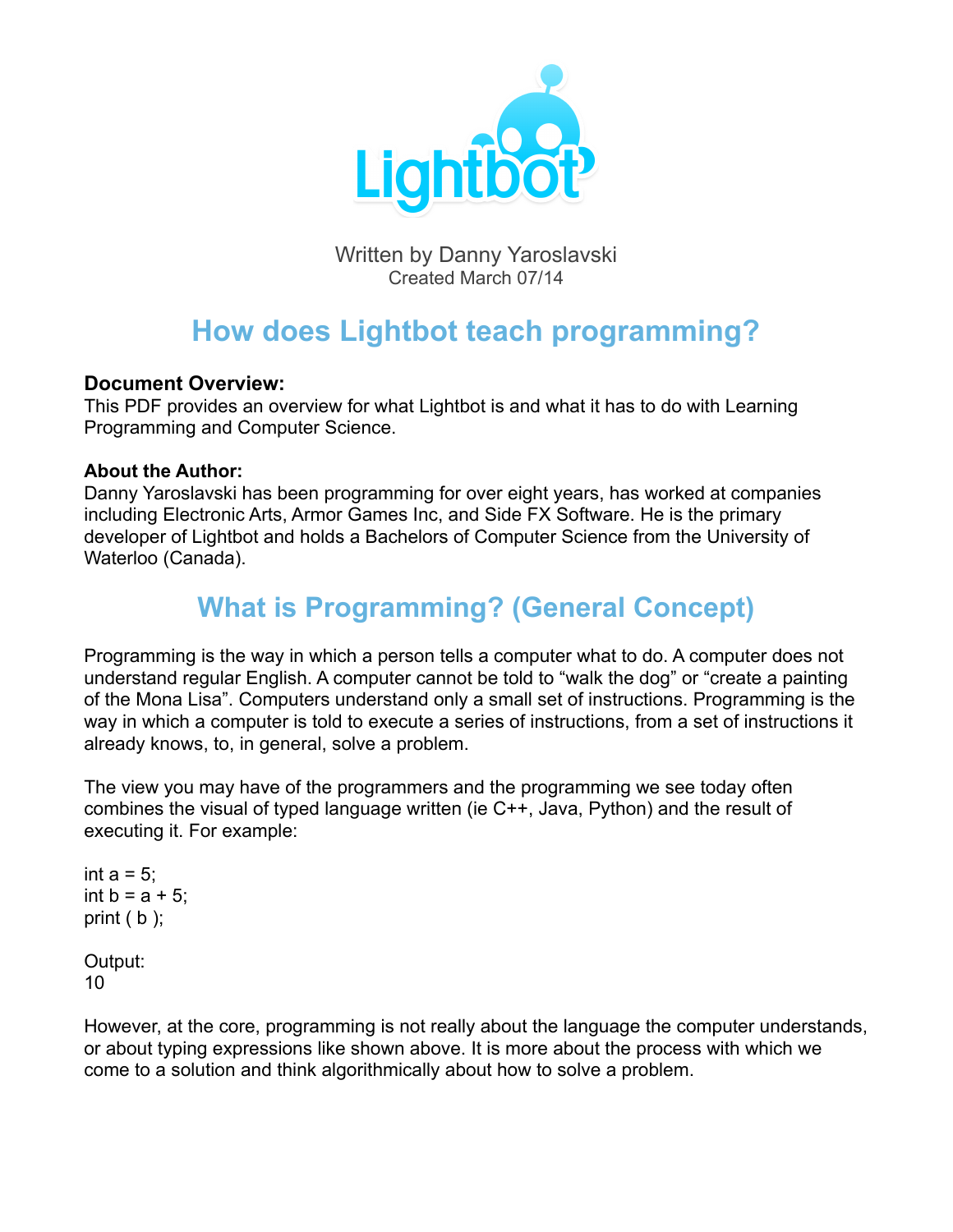Written by Danny Yaroslavski
Created March 07/14

# How does Lightbot teach programming?

**Document Overview:**
This PDF provides an overview for what Lightbot is and what it has to do with Learning Programming and Computer Science.

**About the Author:**
Danny Yaroslavski has been programming for over eight years, has worked at companies including Electronic Arts, Armor Games Inc, and Side FX Software. He is the primary developer of Lightbot and holds a Bachelors of Computer Science from the University of Waterloo (Canada).

## What is Programming? (General Concept)

Programming is the way in which a person tells a computer what to do. A computer does not understand regular English. A computer cannot be told to "walk the dog" or "create a painting of the Mona Lisa". Computers understand only a small set of instructions. Programming is the way in which a computer is told to execute a series of instructions, from a set of instructions it already knows, to, in general, solve a problem.

The view you may have of the programmers and the programming we see today often combines the visual of typed language written (ie C++, Java, Python) and the result of executing it. For example:

```
int a = 5;
int b = a + 5;
print ( b );
```

Output:
10

However, at the core, programming is not really about the language the computer understands, or about typing expressions like shown above. It is more about the process with which we come to a solution and think algorithmically about how to solve a problem.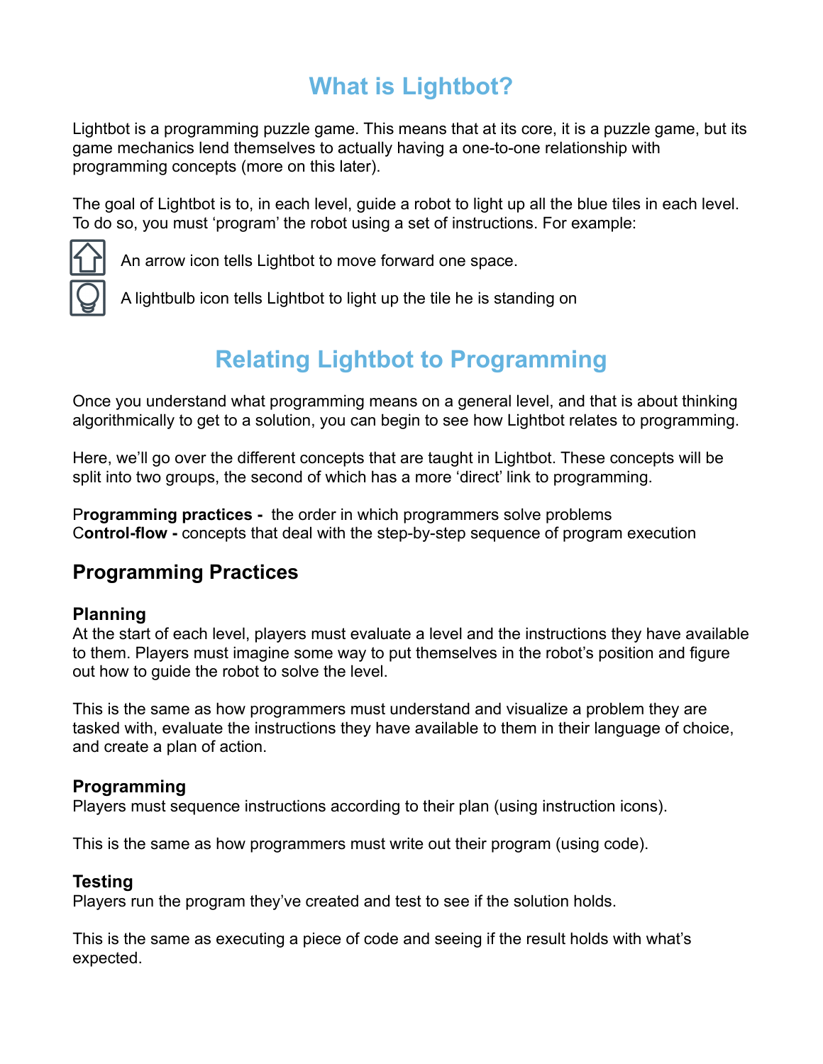# What is Lightbot?

Lightbot is a programming puzzle game. This means that at its core, it is a puzzle game, but its game mechanics lend themselves to actually having a one-to-one relationship with programming concepts (more on this later).

The goal of Lightbot is to, in each level, guide a robot to light up all the blue tiles in each level. To do so, you must 'program' the robot using a set of instructions. For example:

An arrow icon tells Lightbot to move forward one space.

A lightbulb icon tells Lightbot to light up the tile he is standing on

# Relating Lightbot to Programming

Once you understand what programming means on a general level, and that is about thinking algorithmically to get to a solution, you can begin to see how Lightbot relates to programming.

Here, we'll go over the different concepts that are taught in Lightbot. These concepts will be split into two groups, the second of which has a more 'direct' link to programming.

P**rogramming practices -** the order in which programmers solve problems
C**ontrol-flow -** concepts that deal with the step-by-step sequence of program execution

## Programming Practices

### Planning

At the start of each level, players must evaluate a level and the instructions they have available to them. Players must imagine some way to put themselves in the robot's position and figure out how to guide the robot to solve the level.

This is the same as how programmers must understand and visualize a problem they are tasked with, evaluate the instructions they have available to them in their language of choice, and create a plan of action.

### Programming

Players must sequence instructions according to their plan (using instruction icons).

This is the same as how programmers must write out their program (using code).

### Testing

Players run the program they've created and test to see if the solution holds.

This is the same as executing a piece of code and seeing if the result holds with what's expected.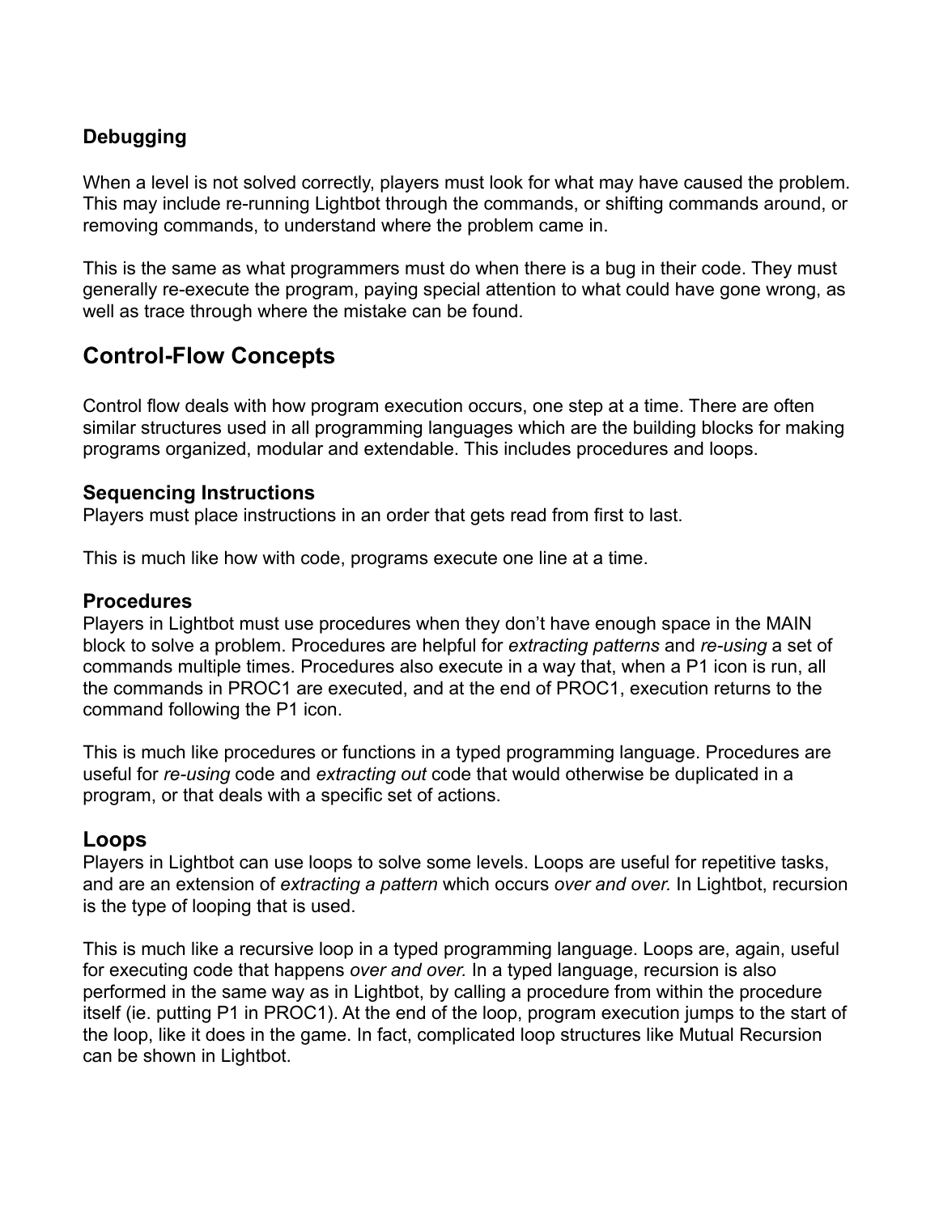### Debugging

When a level is not solved correctly, players must look for what may have caused the problem. This may include re-running Lightbot through the commands, or shifting commands around, or removing commands, to understand where the problem came in.

This is the same as what programmers must do when there is a bug in their code. They must generally re-execute the program, paying special attention to what could have gone wrong, as well as trace through where the mistake can be found.

## Control-Flow Concepts

Control flow deals with how program execution occurs, one step at a time. There are often similar structures used in all programming languages which are the building blocks for making programs organized, modular and extendable. This includes procedures and loops.

### Sequencing Instructions

Players must place instructions in an order that gets read from first to last.

This is much like how with code, programs execute one line at a time.

### Procedures

Players in Lightbot must use procedures when they don't have enough space in the MAIN block to solve a problem. Procedures are helpful for *extracting patterns* and *re-using* a set of commands multiple times. Procedures also execute in a way that, when a P1 icon is run, all the commands in PROC1 are executed, and at the end of PROC1, execution returns to the command following the P1 icon.

This is much like procedures or functions in a typed programming language. Procedures are useful for *re-using* code and *extracting out* code that would otherwise be duplicated in a program, or that deals with a specific set of actions.

### Loops

Players in Lightbot can use loops to solve some levels. Loops are useful for repetitive tasks, and are an extension of *extracting a pattern* which occurs *over and over.* In Lightbot, recursion is the type of looping that is used.

This is much like a recursive loop in a typed programming language. Loops are, again, useful for executing code that happens *over and over.* In a typed language, recursion is also performed in the same way as in Lightbot, by calling a procedure from within the procedure itself (ie. putting P1 in PROC1). At the end of the loop, program execution jumps to the start of the loop, like it does in the game. In fact, complicated loop structures like Mutual Recursion can be shown in Lightbot.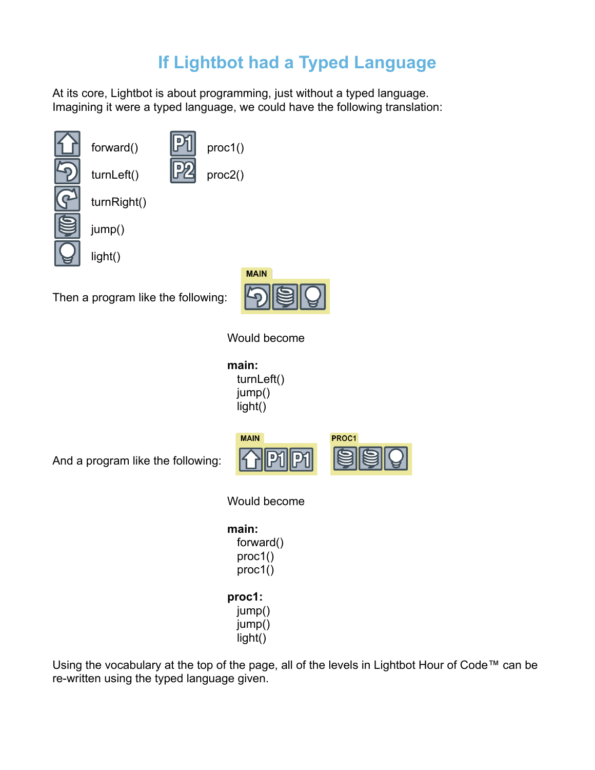# If Lightbot had a Typed Language

At its core, Lightbot is about programming, just without a typed language.
Imagining it were a typed language, we could have the following translation:

forward()

turnLeft()

turnRight()

jump()

light()

proc1()

proc2()

Then a program like the following:

MAIN

Would become

```
main:
  turnLeft()
  jump()
  light()
```

And a program like the following:

MAIN

PROC1

Would become

```
main:
  forward()
  proc1()
  proc1()

proc1:
  jump()
  jump()
  light()
```

Using the vocabulary at the top of the page, all of the levels in Lightbot Hour of Code™ can be re-written using the typed language given.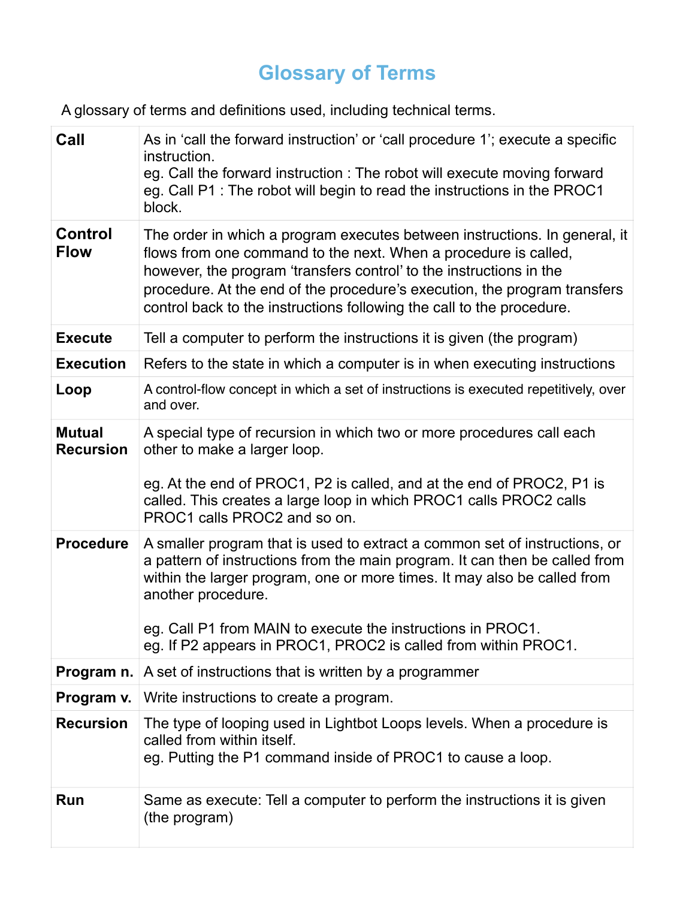# Glossary of Terms

A glossary of terms and definitions used, including technical terms.

| | |
|---|---|
| **Call** | As in 'call the forward instruction' or 'call procedure 1'; execute a specific instruction.<br>eg. Call the forward instruction : The robot will execute moving forward<br>eg. Call P1 : The robot will begin to read the instructions in the PROC1 block. |
| **Control Flow** | The order in which a program executes between instructions. In general, it flows from one command to the next. When a procedure is called, however, the program 'transfers control' to the instructions in the procedure. At the end of the procedure's execution, the program transfers control back to the instructions following the call to the procedure. |
| **Execute** | Tell a computer to perform the instructions it is given (the program) |
| **Execution** | Refers to the state in which a computer is in when executing instructions |
| **Loop** | A control-flow concept in which a set of instructions is executed repetitively, over and over. |
| **Mutual Recursion** | A special type of recursion in which two or more procedures call each other to make a larger loop.<br><br>eg. At the end of PROC1, P2 is called, and at the end of PROC2, P1 is called. This creates a large loop in which PROC1 calls PROC2 calls PROC1 calls PROC2 and so on. |
| **Procedure** | A smaller program that is used to extract a common set of instructions, or a pattern of instructions from the main program. It can then be called from within the larger program, one or more times. It may also be called from another procedure.<br><br>eg. Call P1 from MAIN to execute the instructions in PROC1.<br>eg. If P2 appears in PROC1, PROC2 is called from within PROC1. |
| **Program n.** | A set of instructions that is written by a programmer |
| **Program v.** | Write instructions to create a program. |
| **Recursion** | The type of looping used in Lightbot Loops levels. When a procedure is called from within itself.<br>eg. Putting the P1 command inside of PROC1 to cause a loop. |
| **Run** | Same as execute: Tell a computer to perform the instructions it is given (the program) |